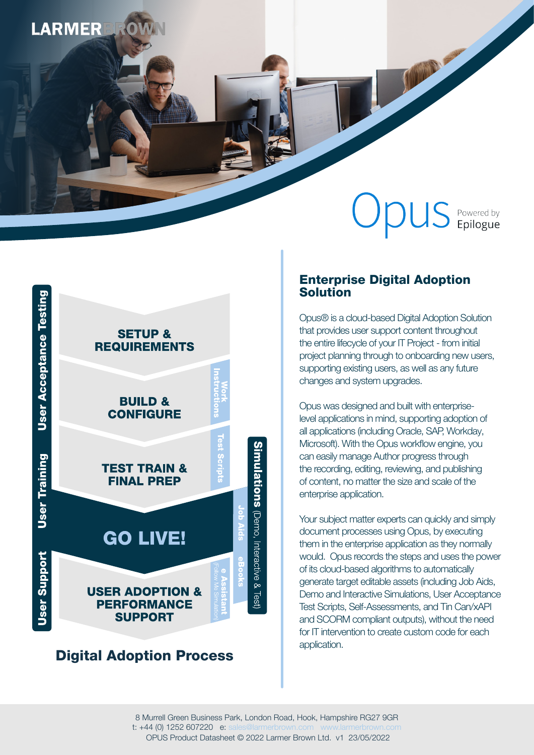LARMERBROWN

Opus Powered by Epilogue

## Digital Adoption Process

- User Acceptance Testing
- User Training
- User Support

**SETUP & REQUIREMENTS**

**BUILD & CONFIGURE**

**TEST TRAIN & FINAL PREP**

**GO LIVE!**

**USER ADOPTION & PERFORMANCE SUPPORT**

- Work Instructions
- Test Scripts
- Job Aids
- eBooks
- e Assistant (Follow Me Simulation)
- **Simulations** (Demo, Interactive & Test)

## Enterprise Digital Adoption Solution

Opus® is a cloud-based Digital Adoption Solution that provides user support content throughout the entire lifecycle of your IT Project - from initial project planning through to onboarding new users, supporting existing users, as well as any future changes and system upgrades.

Opus was designed and built with enterprise-level applications in mind, supporting adoption of all applications (including Oracle, SAP, Workday, Microsoft). With the Opus workflow engine, you can easily manage Author progress through the recording, editing, reviewing, and publishing of content, no matter the size and scale of the enterprise application.

Your subject matter experts can quickly and simply document processes using Opus, by executing them in the enterprise application as they normally would. Opus records the steps and uses the power of its cloud-based algorithms to automatically generate target editable assets (including Job Aids, Demo and Interactive Simulations, User Acceptance Test Scripts, Self-Assessments, and Tin Can/xAPI and SCORM compliant outputs), without the need for IT intervention to create custom code for each application.

8 Murrell Green Business Park, London Road, Hook, Hampshire RG27 9GR
t: +44 (0) 1252 607220 e: sales@larmerbrown.com www.larmerbrown.com
OPUS Product Datasheet © 2022 Larmer Brown Ltd. v1 23/05/2022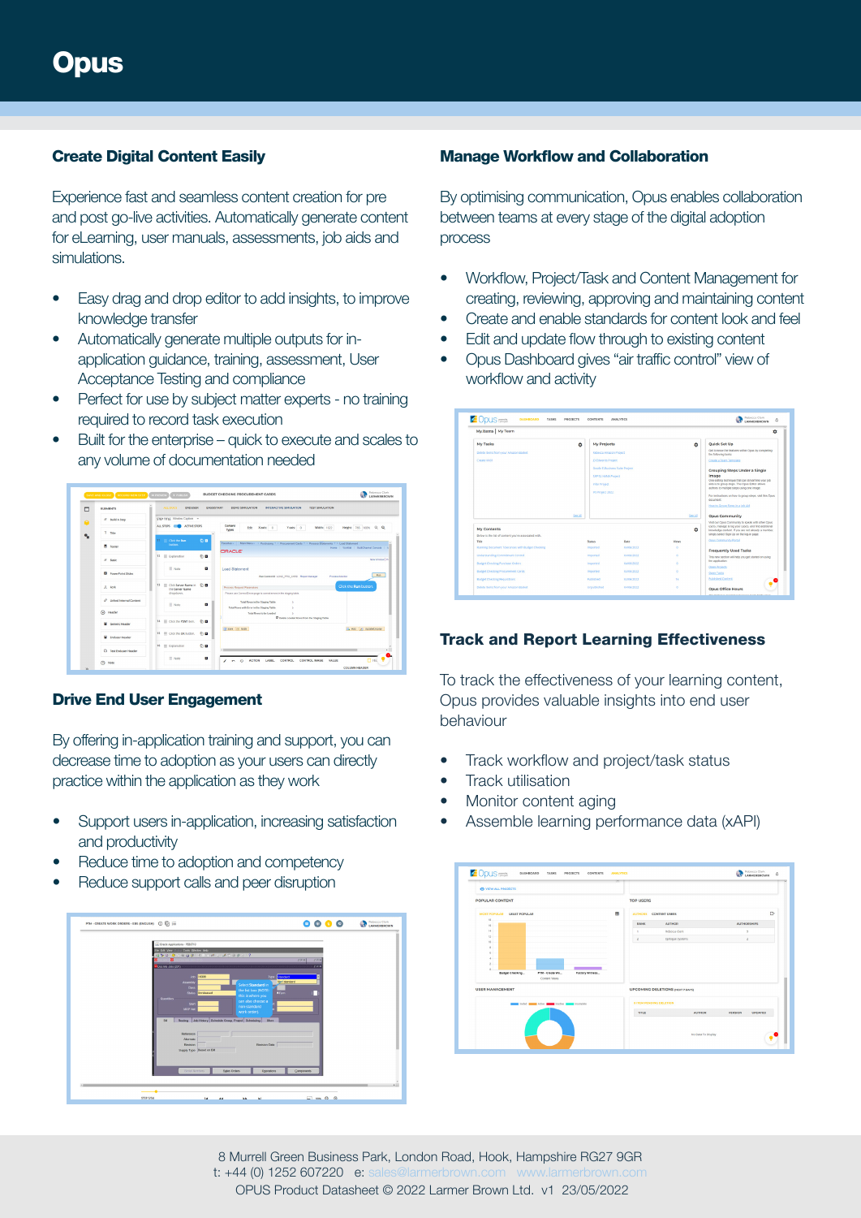# Opus

## Create Digital Content Easily

Experience fast and seamless content creation for pre and post go-live activities. Automatically generate content for eLearning, user manuals, assessments, job aids and simulations.

- Easy drag and drop editor to add insights, to improve knowledge transfer
- Automatically generate multiple outputs for in-application guidance, training, assessment, User Acceptance Testing and compliance
- Perfect for use by subject matter experts - no training required to record task execution
- Built for the enterprise – quick to execute and scales to any volume of documentation needed

## Drive End User Engagement

By offering in-application training and support, you can decrease time to adoption as your users can directly practice within the application as they work

- Support users in-application, increasing satisfaction and productivity
- Reduce time to adoption and competency
- Reduce support calls and peer disruption

## Manage Workflow and Collaboration

By optimising communication, Opus enables collaboration between teams at every stage of the digital adoption process

- Workflow, Project/Task and Content Management for creating, reviewing, approving and maintaining content
- Create and enable standards for content look and feel
- Edit and update flow through to existing content
- Opus Dashboard gives "air traffic control" view of workflow and activity

## Track and Report Learning Effectiveness

To track the effectiveness of your learning content, Opus provides valuable insights into end user behaviour

- Track workflow and project/task status
- Track utilisation
- Monitor content aging
- Assemble learning performance data (xAPI)

8 Murrell Green Business Park, London Road, Hook, Hampshire RG27 9GR
t: +44 (0) 1252 607220 e: sales@larmerbrown.com www.larmerbrown.com
OPUS Product Datasheet © 2022 Larmer Brown Ltd. v1 23/05/2022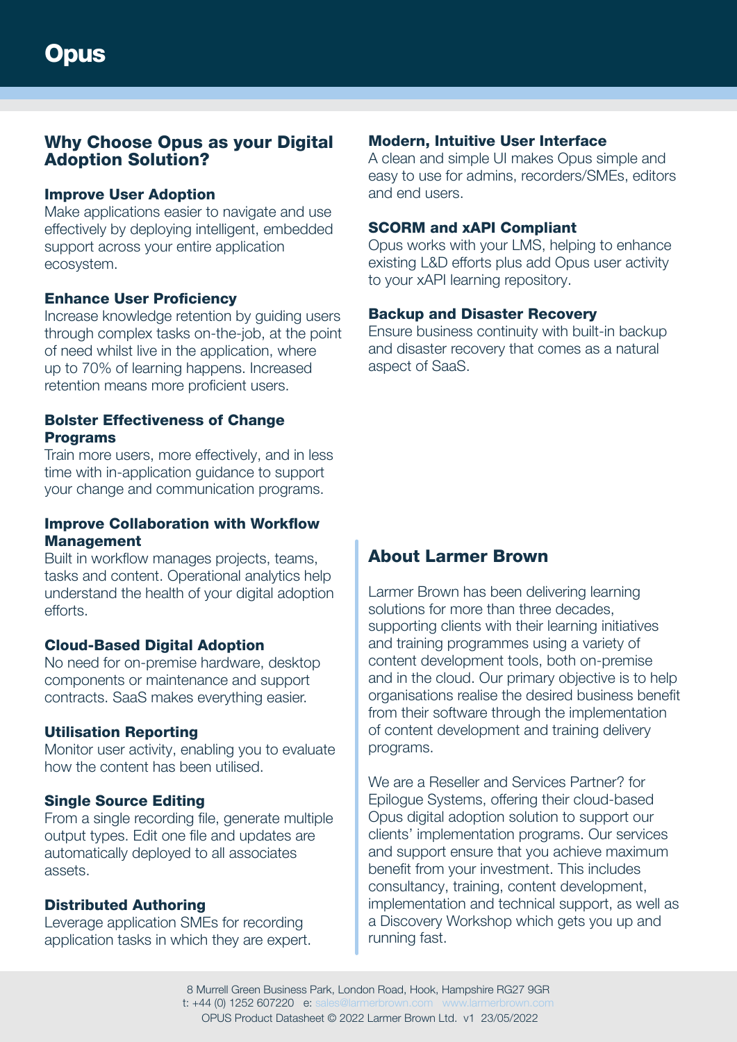# Opus

## Why Choose Opus as your Digital Adoption Solution?

### Improve User Adoption

Make applications easier to navigate and use effectively by deploying intelligent, embedded support across your entire application ecosystem.

### Enhance User Proficiency

Increase knowledge retention by guiding users through complex tasks on-the-job, at the point of need whilst live in the application, where up to 70% of learning happens. Increased retention means more proficient users.

### Bolster Effectiveness of Change Programs

Train more users, more effectively, and in less time with in-application guidance to support your change and communication programs.

### Improve Collaboration with Workflow Management

Built in workflow manages projects, teams, tasks and content. Operational analytics help understand the health of your digital adoption efforts.

### Cloud-Based Digital Adoption

No need for on-premise hardware, desktop components or maintenance and support contracts. SaaS makes everything easier.

### Utilisation Reporting

Monitor user activity, enabling you to evaluate how the content has been utilised.

### Single Source Editing

From a single recording file, generate multiple output types. Edit one file and updates are automatically deployed to all associates assets.

### Distributed Authoring

Leverage application SMEs for recording application tasks in which they are expert.

### Modern, Intuitive User Interface

A clean and simple UI makes Opus simple and easy to use for admins, recorders/SMEs, editors and end users.

### SCORM and xAPI Compliant

Opus works with your LMS, helping to enhance existing L&D efforts plus add Opus user activity to your xAPI learning repository.

### Backup and Disaster Recovery

Ensure business continuity with built-in backup and disaster recovery that comes as a natural aspect of SaaS.

## About Larmer Brown

Larmer Brown has been delivering learning solutions for more than three decades, supporting clients with their learning initiatives and training programmes using a variety of content development tools, both on-premise and in the cloud. Our primary objective is to help organisations realise the desired business benefit from their software through the implementation of content development and training delivery programs.

We are a Reseller and Services Partner? for Epilogue Systems, offering their cloud-based Opus digital adoption solution to support our clients' implementation programs. Our services and support ensure that you achieve maximum benefit from your investment. This includes consultancy, training, content development, implementation and technical support, as well as a Discovery Workshop which gets you up and running fast.

8 Murrell Green Business Park, London Road, Hook, Hampshire RG27 9GR
t: +44 (0) 1252 607220 e: sales@larmerbrown.com www.larmerbrown.com
OPUS Product Datasheet © 2022 Larmer Brown Ltd. v1 23/05/2022